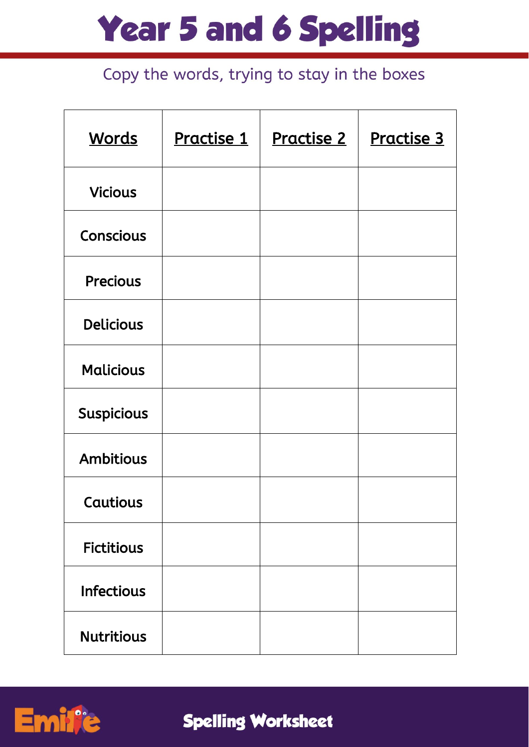# Year 5 and 6 Spelling

Copy the words, trying to stay in the boxes

| Words | Practise 1 | Practise 2 | Practise 3 |
| --- | --- | --- | --- |
| Vicious | | | |
| Conscious | | | |
| Precious | | | |
| Delicious | | | |
| Malicious | | | |
| Suspicious | | | |
| Ambitious | | | |
| Cautious | | | |
| Fictitious | | | |
| Infectious | | | |
| Nutritious | | | |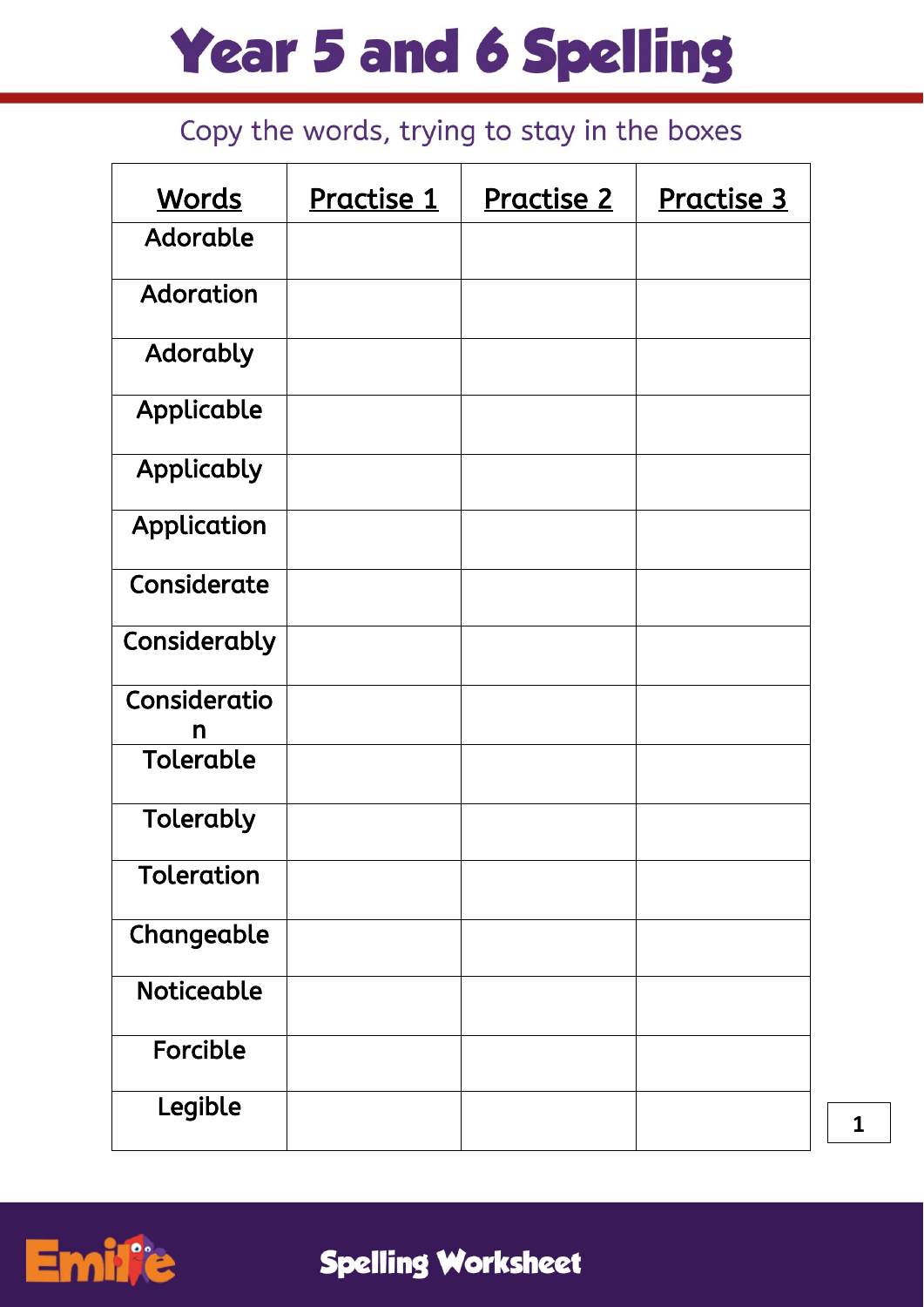# Year 5 and 6 Spelling

Copy the words, trying to stay in the boxes

| Words | Practise 1 | Practise 2 | Practise 3 |
|---|---|---|---|
| Adorable | | | |
| Adoration | | | |
| Adorably | | | |
| Applicable | | | |
| Applicably | | | |
| Application | | | |
| Considerate | | | |
| Considerably | | | |
| Consideration | | | |
| Tolerable | | | |
| Tolerably | | | |
| Toleration | | | |
| Changeable | | | |
| Noticeable | | | |
| Forcible | | | |
| Legible | | | |

Spelling Worksheet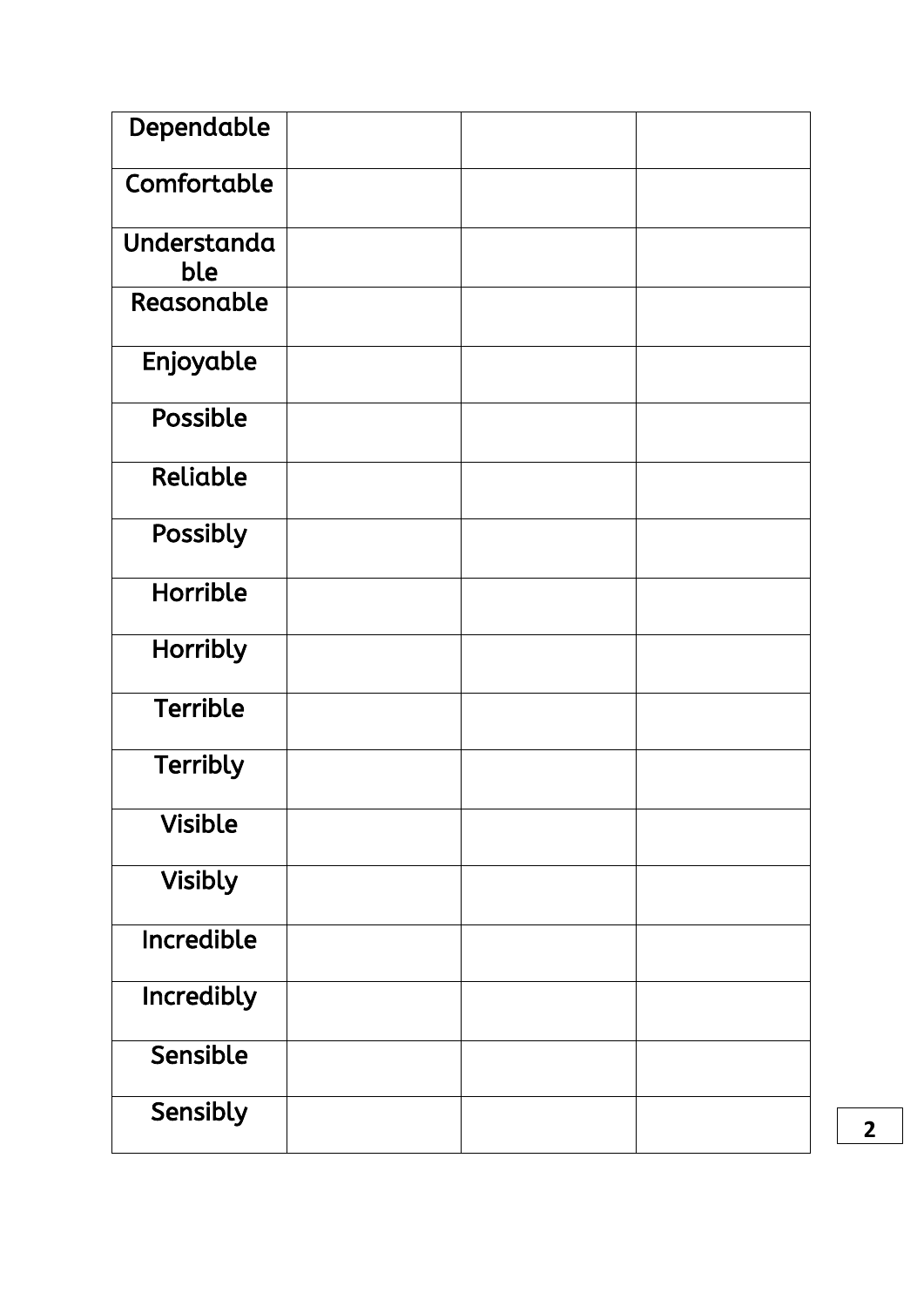| Dependable | | | |
| --- | --- | --- | --- |
| Comfortable | | | |
| Understandable | | | |
| Reasonable | | | |
| Enjoyable | | | |
| Possible | | | |
| Reliable | | | |
| Possibly | | | |
| Horrible | | | |
| Horribly | | | |
| Terrible | | | |
| Terribly | | | |
| Visible | | | |
| Visibly | | | |
| Incredible | | | |
| Incredibly | | | |
| Sensible | | | |
| Sensibly | | | |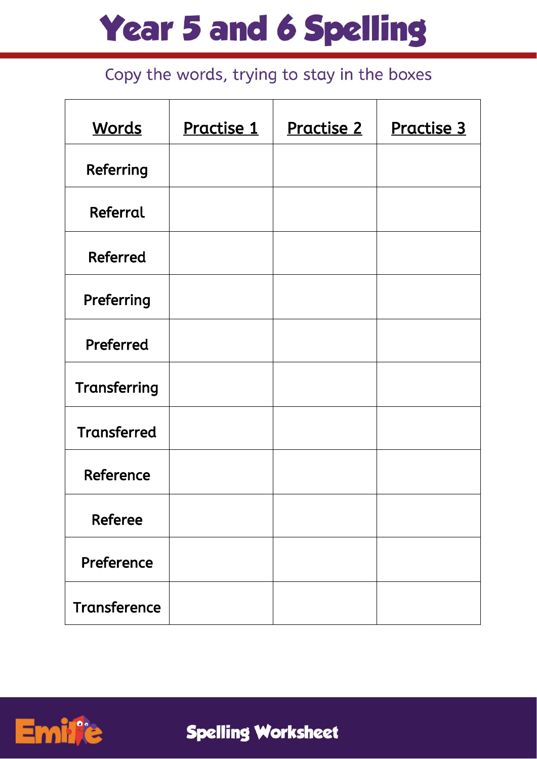# Year 5 and 6 Spelling

Copy the words, trying to stay in the boxes

| Words | Practise 1 | Practise 2 | Practise 3 |
|---|---|---|---|
| Referring | | | |
| Referral | | | |
| Referred | | | |
| Preferring | | | |
| Preferred | | | |
| Transferring | | | |
| Transferred | | | |
| Reference | | | |
| Referee | | | |
| Preference | | | |
| Transference | | | |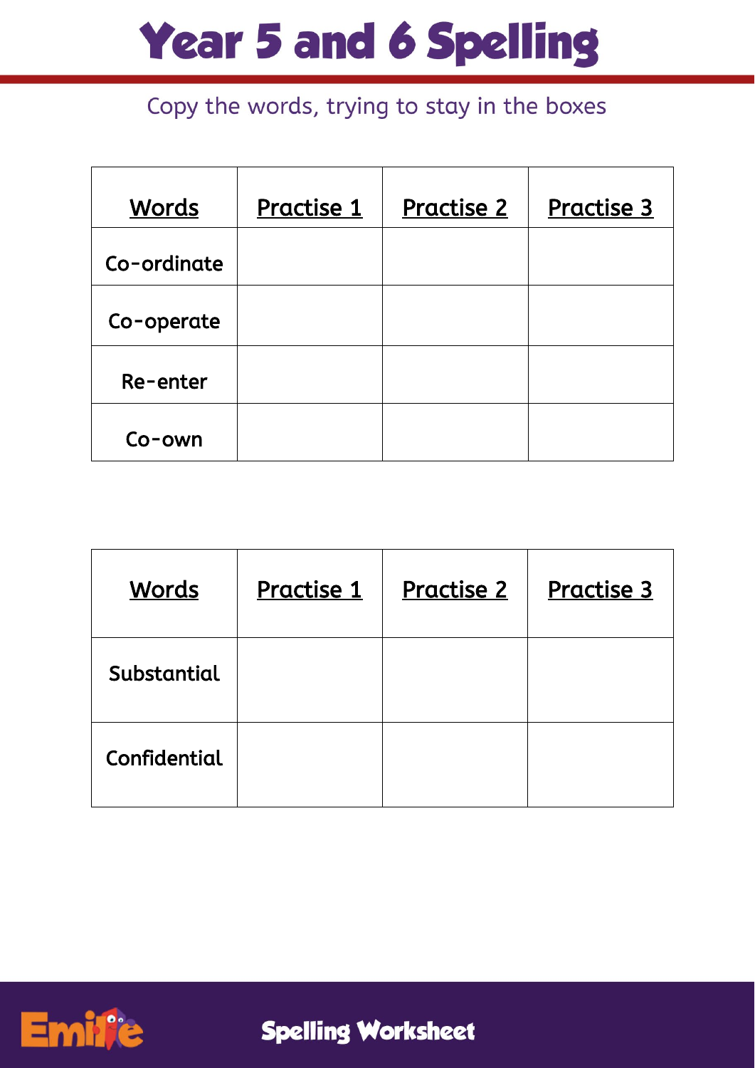# Year 5 and 6 Spelling

Copy the words, trying to stay in the boxes

| Words | Practise 1 | Practise 2 | Practise 3 |
|---|---|---|---|
| Co-ordinate | | | |
| Co-operate | | | |
| Re-enter | | | |
| Co-own | | | |

| Words | Practise 1 | Practise 2 | Practise 3 |
|---|---|---|---|
| Substantial | | | |
| Confidential | | | |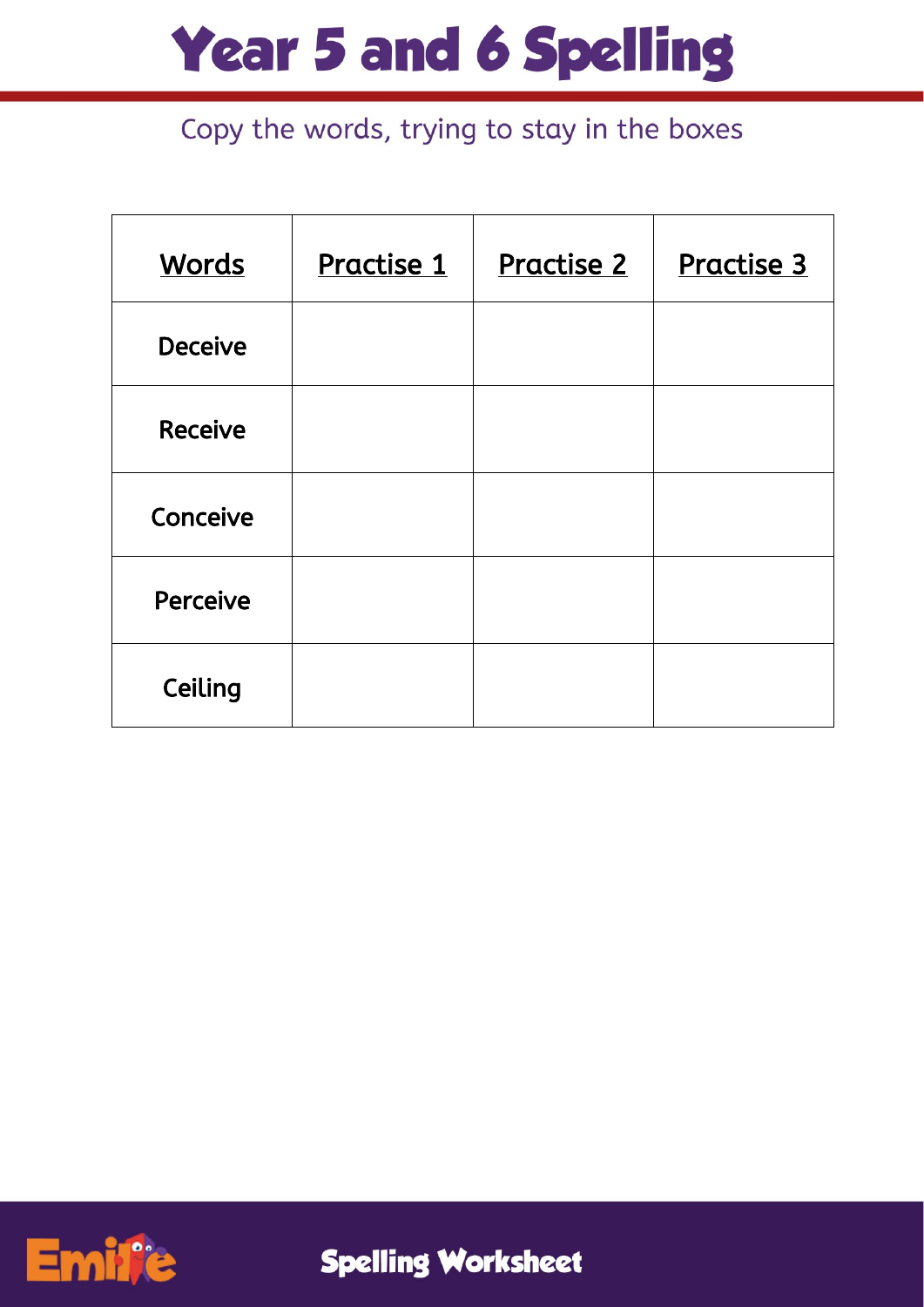# Year 5 and 6 Spelling

Copy the words, trying to stay in the boxes

| Words | Practise 1 | Practise 2 | Practise 3 |
|---|---|---|---|
| Deceive | | | |
| Receive | | | |
| Conceive | | | |
| Perceive | | | |
| Ceiling | | | |

Spelling Worksheet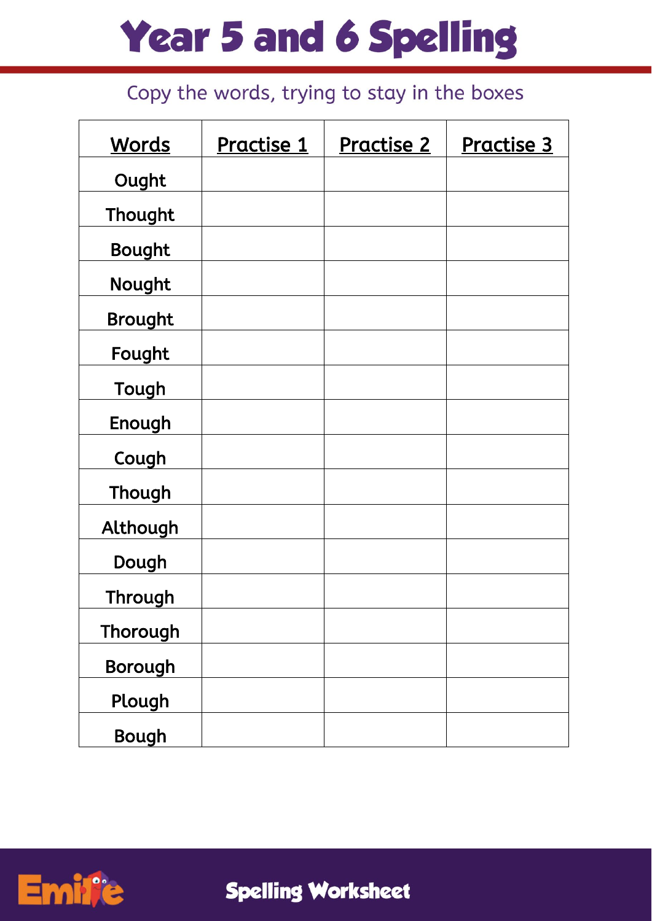# Year 5 and 6 Spelling

Copy the words, trying to stay in the boxes

| Words | Practise 1 | Practise 2 | Practise 3 |
| --- | --- | --- | --- |
| Ought | | | |
| Thought | | | |
| Bought | | | |
| Nought | | | |
| Brought | | | |
| Fought | | | |
| Tough | | | |
| Enough | | | |
| Cough | | | |
| Though | | | |
| Although | | | |
| Dough | | | |
| Through | | | |
| Thorough | | | |
| Borough | | | |
| Plough | | | |
| Bough | | | |

Spelling Worksheet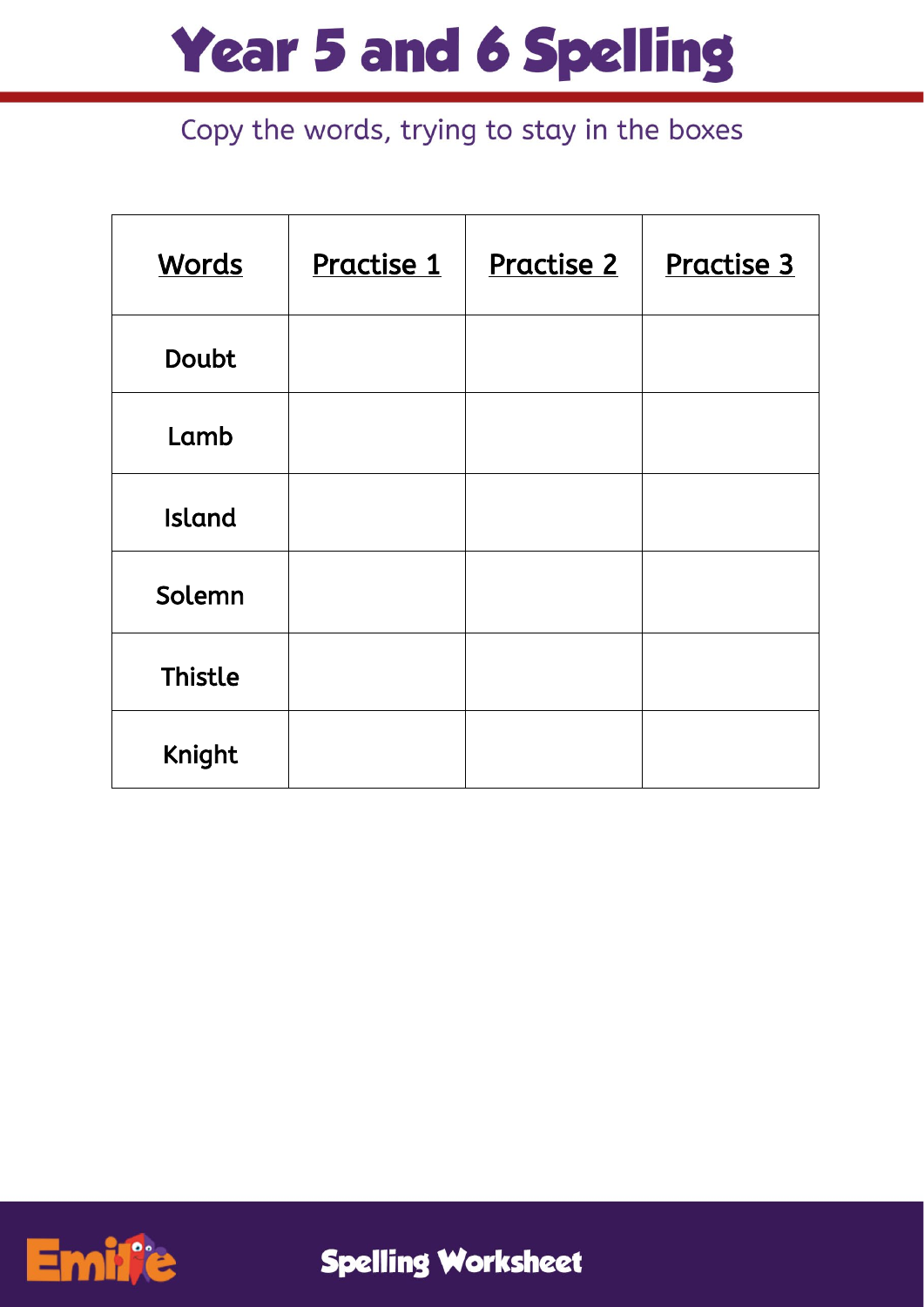# Year 5 and 6 Spelling

Copy the words, trying to stay in the boxes

| Words | Practise 1 | Practise 2 | Practise 3 |
|---|---|---|---|
| Doubt | | | |
| Lamb | | | |
| Island | | | |
| Solemn | | | |
| Thistle | | | |
| Knight | | | |

Spelling Worksheet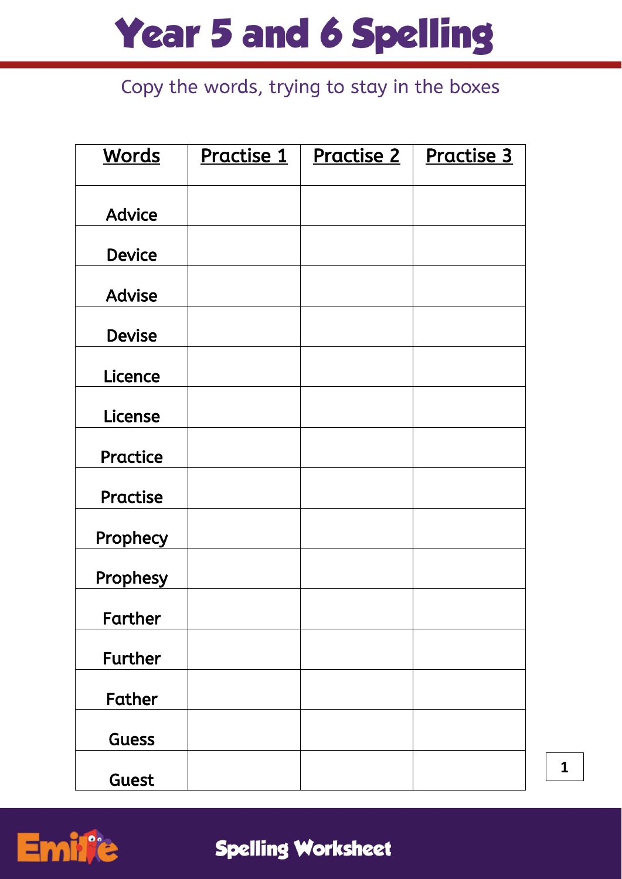# Year 5 and 6 Spelling

Copy the words, trying to stay in the boxes

| Words | Practise 1 | Practise 2 | Practise 3 |
|---|---|---|---|
| Advice | | | |
| Device | | | |
| Advise | | | |
| Devise | | | |
| Licence | | | |
| License | | | |
| Practice | | | |
| Practise | | | |
| Prophecy | | | |
| Prophesy | | | |
| Farther | | | |
| Further | | | |
| Father | | | |
| Guess | | | |
| Guest | | | |

Spelling Worksheet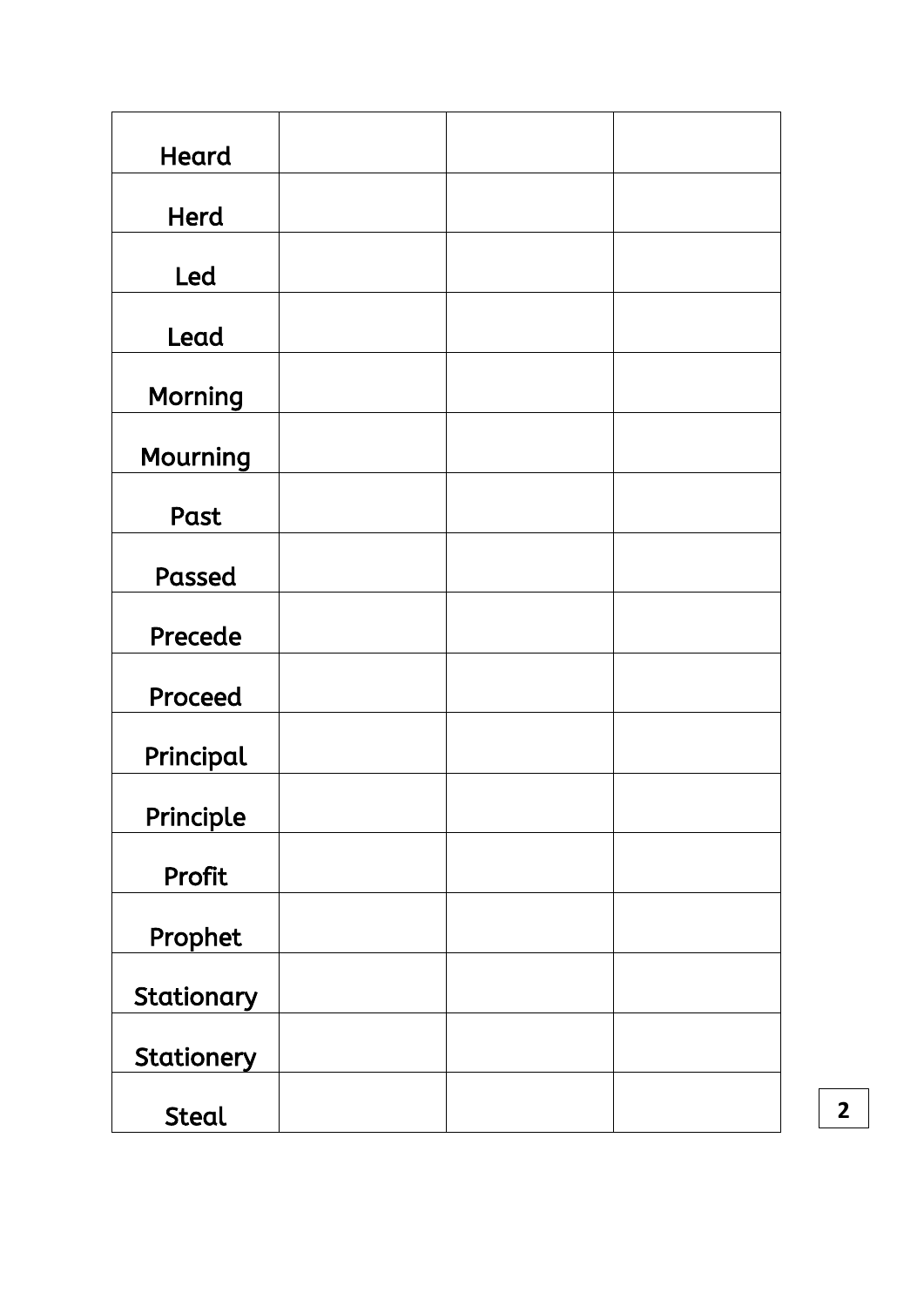| Heard | | | |
|---|---|---|---|
| Herd | | | |
| Led | | | |
| Lead | | | |
| Morning | | | |
| Mourning | | | |
| Past | | | |
| Passed | | | |
| Precede | | | |
| Proceed | | | |
| Principal | | | |
| Principle | | | |
| Profit | | | |
| Prophet | | | |
| Stationary | | | |
| Stationery | | | |
| Steal | | | |

**2**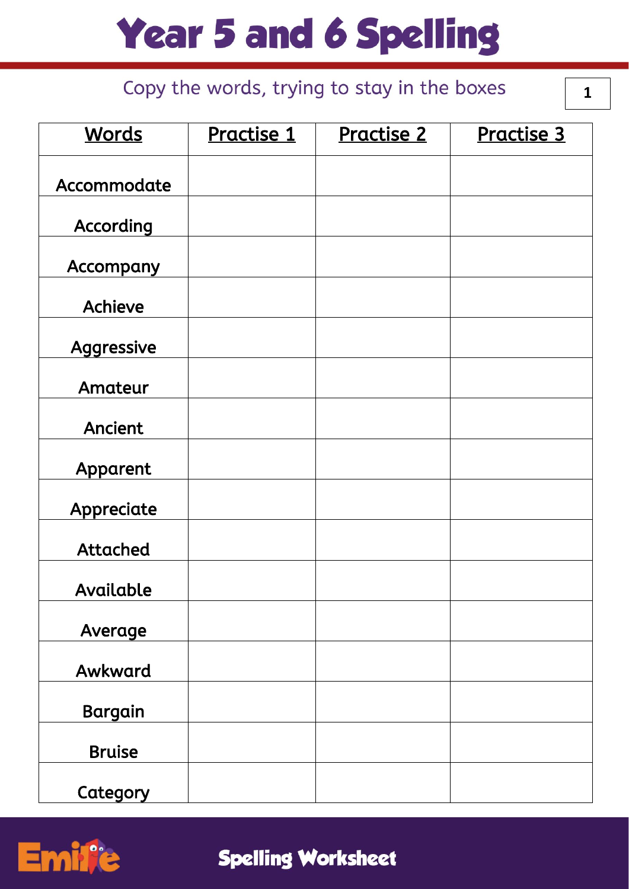# Year 5 and 6 Spelling

Copy the words, trying to stay in the boxes

1

| Words | Practise 1 | Practise 2 | Practise 3 |
|---|---|---|---|
| Accommodate | | | |
| According | | | |
| Accompany | | | |
| Achieve | | | |
| Aggressive | | | |
| Amateur | | | |
| Ancient | | | |
| Apparent | | | |
| Appreciate | | | |
| Attached | | | |
| Available | | | |
| Average | | | |
| Awkward | | | |
| Bargain | | | |
| Bruise | | | |
| Category | | | |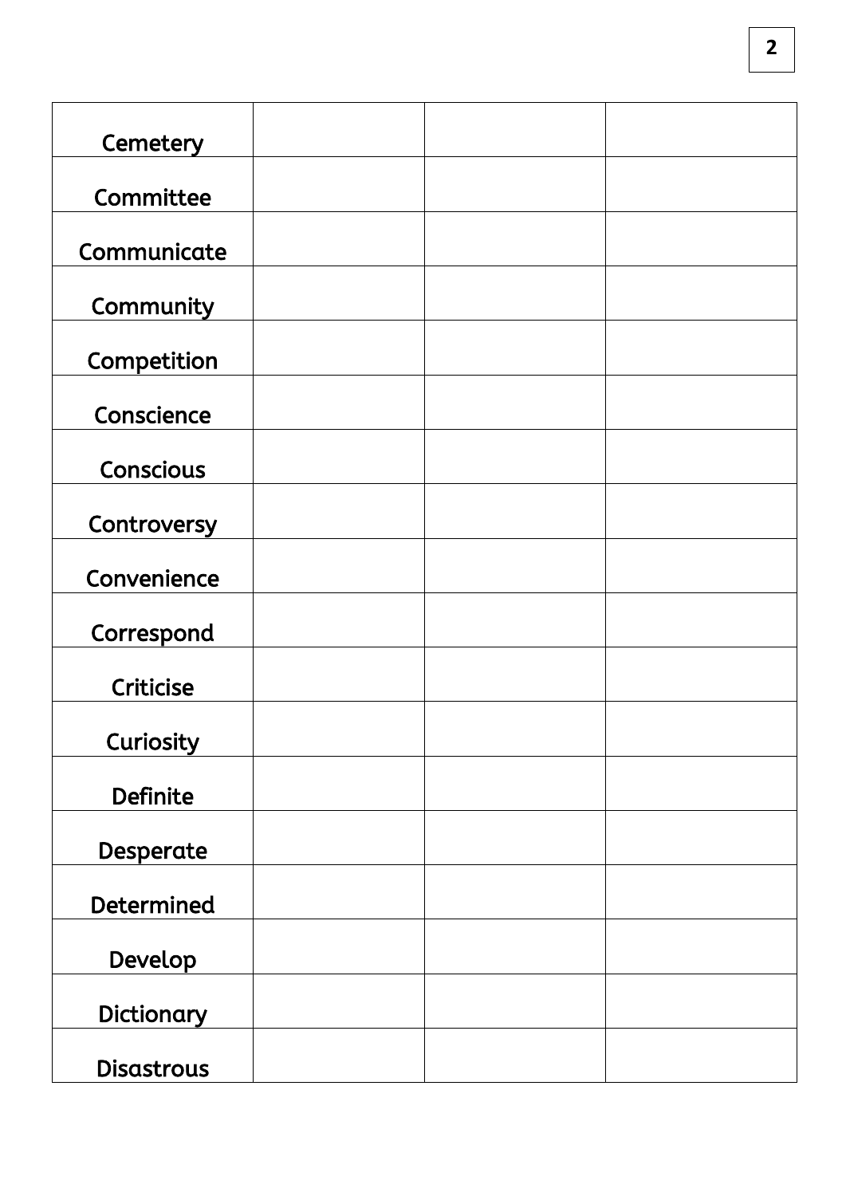| | | | |
|---|---|---|---|
| Cemetery | | | |
| Committee | | | |
| Communicate | | | |
| Community | | | |
| Competition | | | |
| Conscience | | | |
| Conscious | | | |
| Controversy | | | |
| Convenience | | | |
| Correspond | | | |
| Criticise | | | |
| Curiosity | | | |
| Definite | | | |
| Desperate | | | |
| Determined | | | |
| Develop | | | |
| Dictionary | | | |
| Disastrous | | | |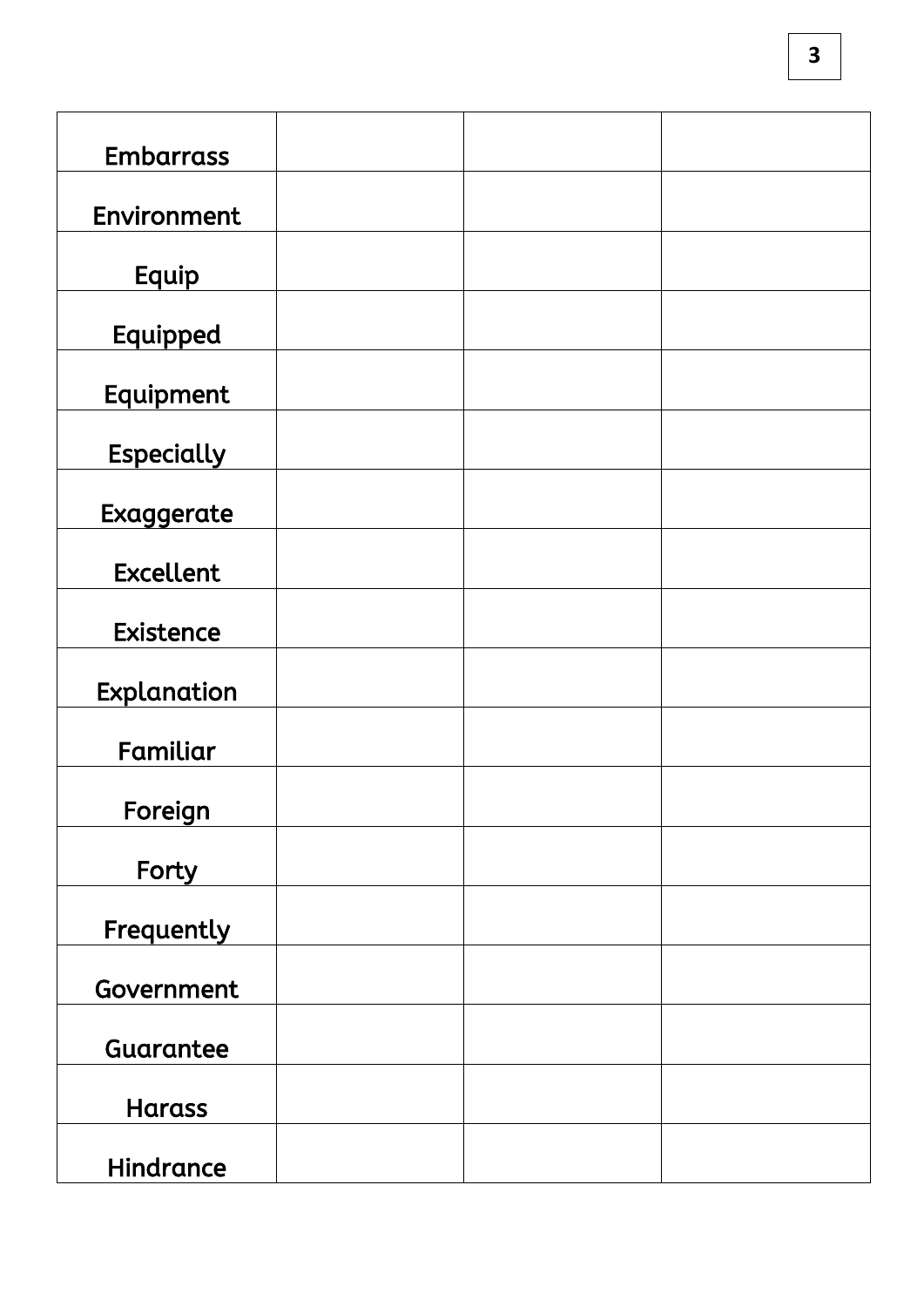| | | | |
|---|---|---|---|
| Embarrass | | | |
| Environment | | | |
| Equip | | | |
| Equipped | | | |
| Equipment | | | |
| Especially | | | |
| Exaggerate | | | |
| Excellent | | | |
| Existence | | | |
| Explanation | | | |
| Familiar | | | |
| Foreign | | | |
| Forty | | | |
| Frequently | | | |
| Government | | | |
| Guarantee | | | |
| Harass | | | |
| Hindrance | | | |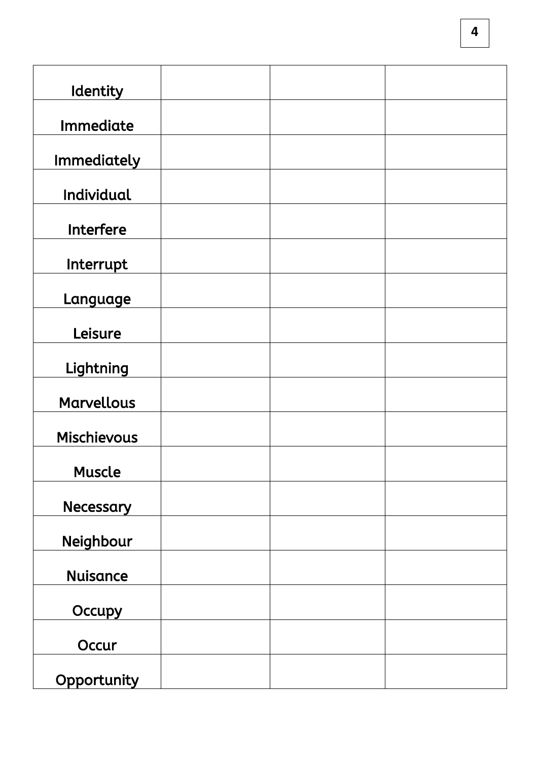| | | | |
|---|---|---|---|
| Identity | | | |
| Immediate | | | |
| Immediately | | | |
| Individual | | | |
| Interfere | | | |
| Interrupt | | | |
| Language | | | |
| Leisure | | | |
| Lightning | | | |
| Marvellous | | | |
| Mischievous | | | |
| Muscle | | | |
| Necessary | | | |
| Neighbour | | | |
| Nuisance | | | |
| Occupy | | | |
| Occur | | | |
| Opportunity | | | |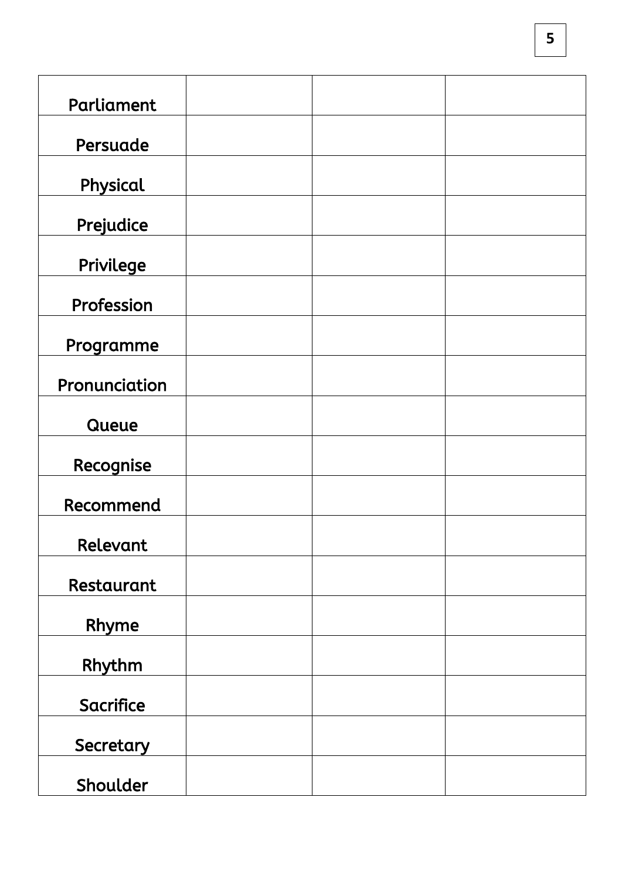| Parliament | | | |
| --- | --- | --- | --- |
| Persuade | | | |
| Physical | | | |
| Prejudice | | | |
| Privilege | | | |
| Profession | | | |
| Programme | | | |
| Pronunciation | | | |
| Queue | | | |
| Recognise | | | |
| Recommend | | | |
| Relevant | | | |
| Restaurant | | | |
| Rhyme | | | |
| Rhythm | | | |
| Sacrifice | | | |
| Secretary | | | |
| Shoulder | | | |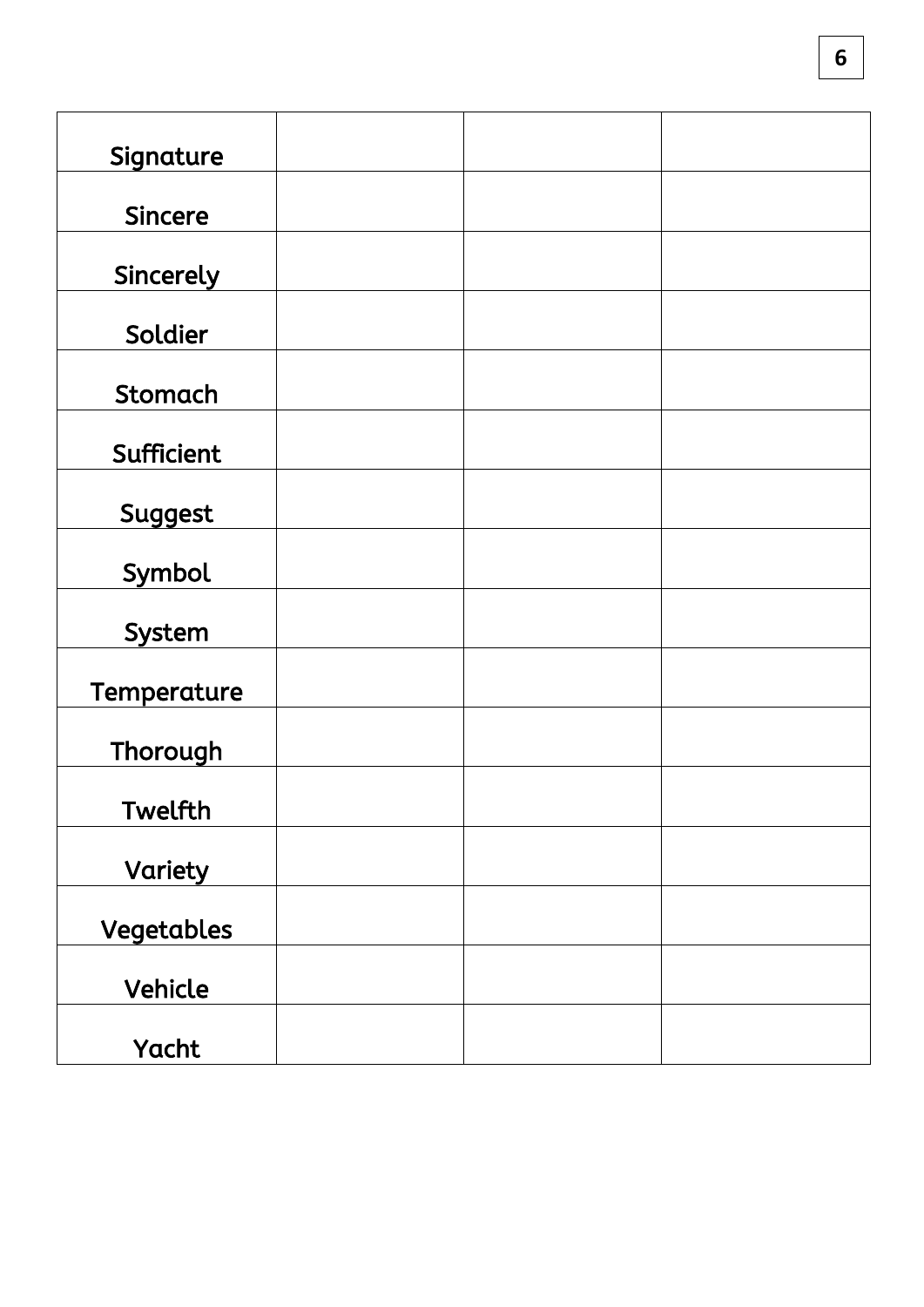| | | | |
|---|---|---|---|
| Signature | | | |
| Sincere | | | |
| Sincerely | | | |
| Soldier | | | |
| Stomach | | | |
| Sufficient | | | |
| Suggest | | | |
| Symbol | | | |
| System | | | |
| Temperature | | | |
| Thorough | | | |
| Twelfth | | | |
| Variety | | | |
| Vegetables | | | |
| Vehicle | | | |
| Yacht | | | |